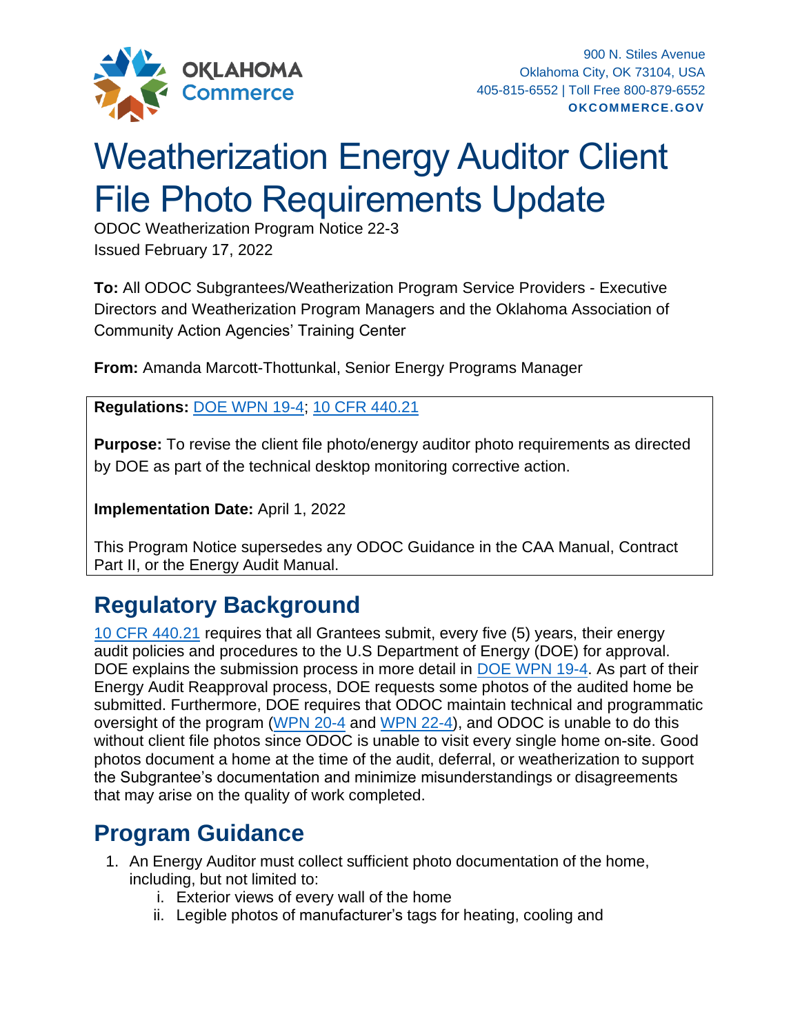900 N. Stiles Avenue
Oklahoma City, OK 73104, USA
405-815-6552 | Toll Free 800-879-6552
**OKCOMMERCE.GOV**

# Weatherization Energy Auditor Client File Photo Requirements Update

ODOC Weatherization Program Notice 22-3
Issued February 17, 2022

**To:** All ODOC Subgrantees/Weatherization Program Service Providers - Executive Directors and Weatherization Program Managers and the Oklahoma Association of Community Action Agencies' Training Center

**From:** Amanda Marcott-Thottunkal, Senior Energy Programs Manager

**Regulations:** DOE WPN 19-4; 10 CFR 440.21

**Purpose:** To revise the client file photo/energy auditor photo requirements as directed by DOE as part of the technical desktop monitoring corrective action.

**Implementation Date:** April 1, 2022

This Program Notice supersedes any ODOC Guidance in the CAA Manual, Contract Part II, or the Energy Audit Manual.

## Regulatory Background

10 CFR 440.21 requires that all Grantees submit, every five (5) years, their energy audit policies and procedures to the U.S Department of Energy (DOE) for approval. DOE explains the submission process in more detail in DOE WPN 19-4. As part of their Energy Audit Reapproval process, DOE requests some photos of the audited home be submitted. Furthermore, DOE requires that ODOC maintain technical and programmatic oversight of the program (WPN 20-4 and WPN 22-4), and ODOC is unable to do this without client file photos since ODOC is unable to visit every single home on-site. Good photos document a home at the time of the audit, deferral, or weatherization to support the Subgrantee's documentation and minimize misunderstandings or disagreements that may arise on the quality of work completed.

## Program Guidance

1. An Energy Auditor must collect sufficient photo documentation of the home, including, but not limited to:
   i. Exterior views of every wall of the home
   ii. Legible photos of manufacturer's tags for heating, cooling and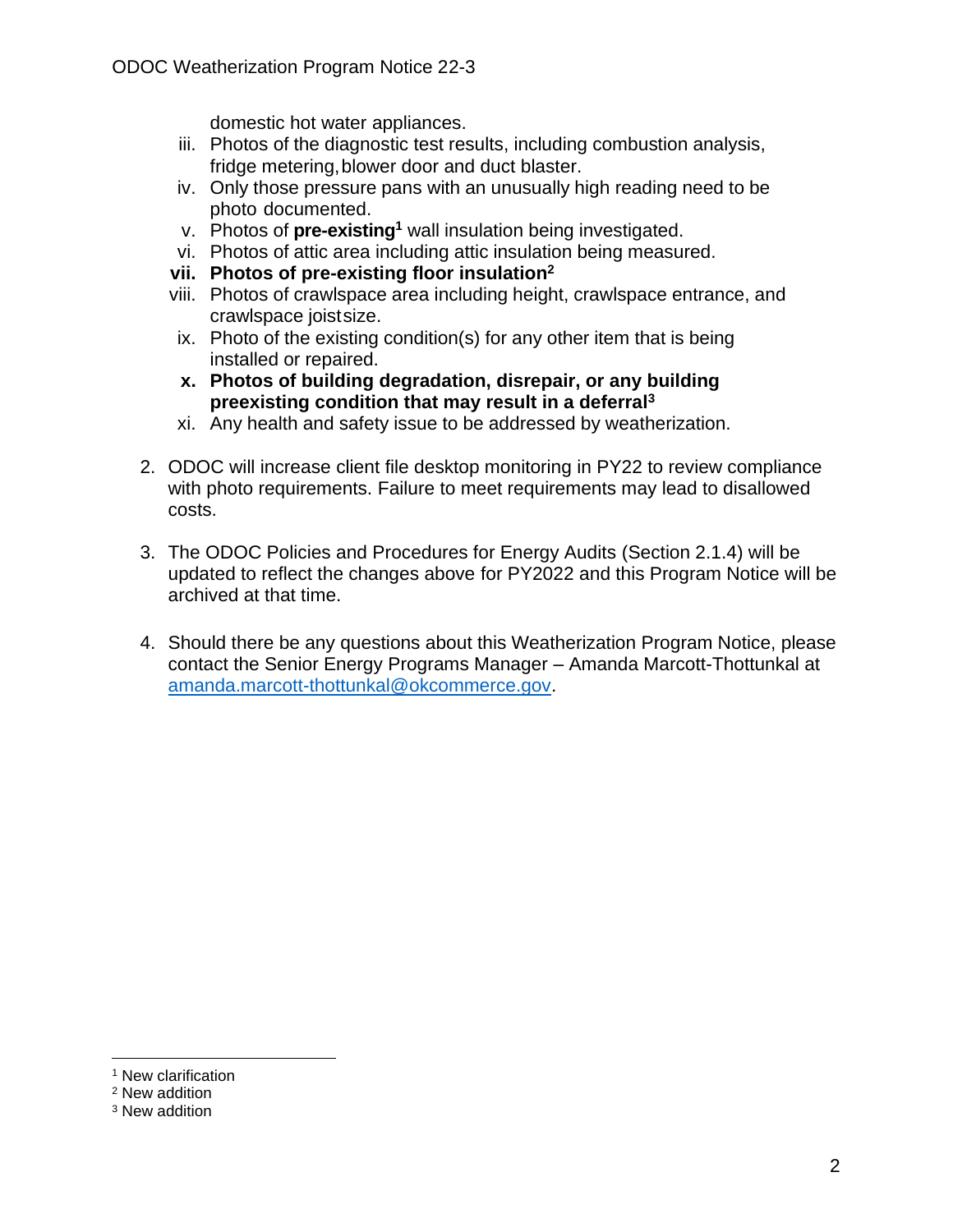domestic hot water appliances.

iii. Photos of the diagnostic test results, including combustion analysis, fridge metering, blower door and duct blaster.
iv. Only those pressure pans with an unusually high reading need to be photo documented.
v. Photos of **pre-existing**[1] wall insulation being investigated.
vi. Photos of attic area including attic insulation being measured.
**vii. Photos of pre-existing floor insulation**[2]
viii. Photos of crawlspace area including height, crawlspace entrance, and crawlspace joist size.
ix. Photo of the existing condition(s) for any other item that is being installed or repaired.
**x. Photos of building degradation, disrepair, or any building preexisting condition that may result in a deferral**[3]
xi. Any health and safety issue to be addressed by weatherization.

2. ODOC will increase client file desktop monitoring in PY22 to review compliance with photo requirements. Failure to meet requirements may lead to disallowed costs.

3. The ODOC Policies and Procedures for Energy Audits (Section 2.1.4) will be updated to reflect the changes above for PY2022 and this Program Notice will be archived at that time.

4. Should there be any questions about this Weatherization Program Notice, please contact the Senior Energy Programs Manager – Amanda Marcott-Thottunkal at [amanda.marcott-thottunkal@okcommerce.gov](mailto:amanda.marcott-thottunkal@okcommerce.gov).

---

[1] New clarification
[2] New addition
[3] New addition